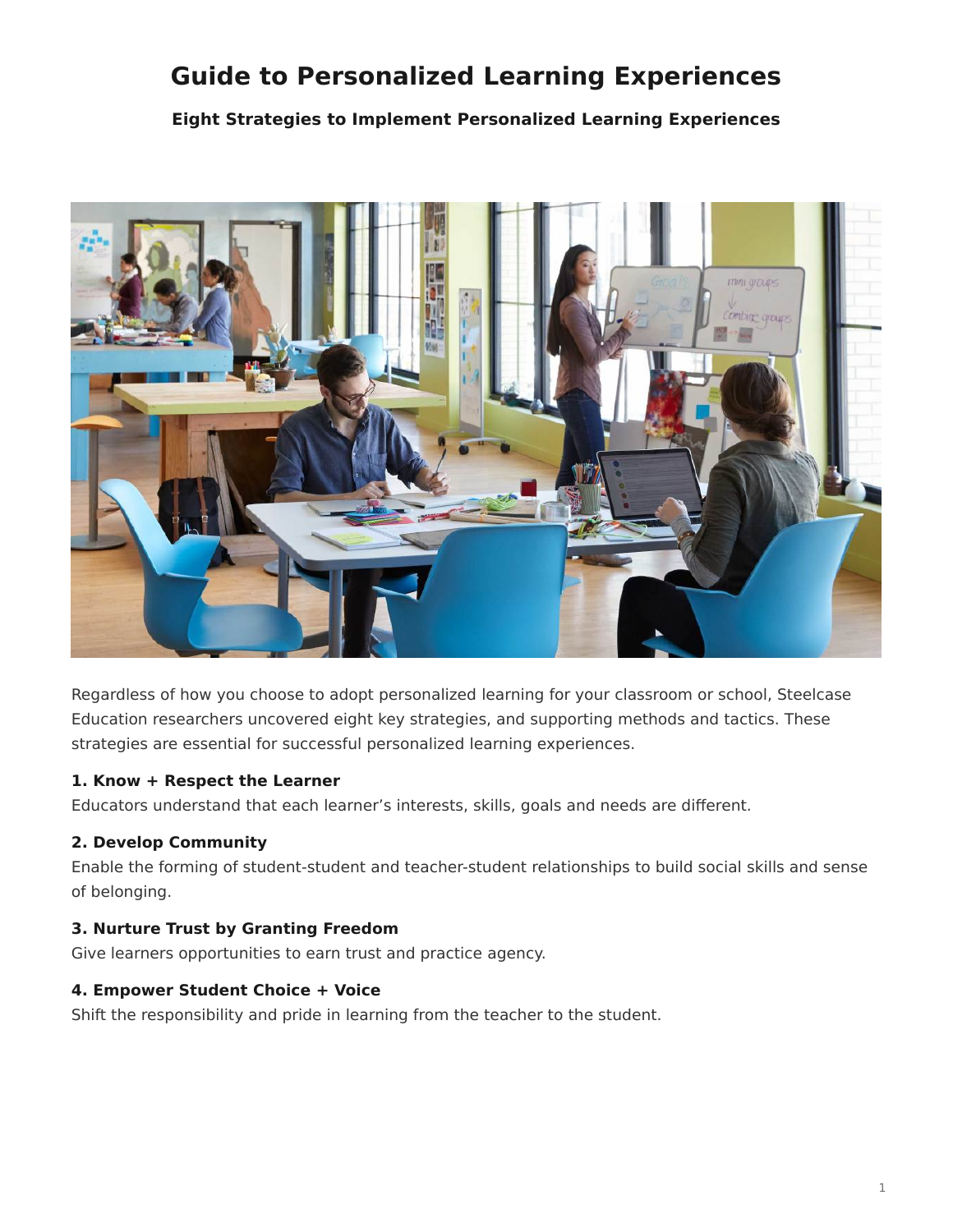# Guide to Personalized Learning Experiences

## Eight Strategies to Implement Personalized Learning Experiences

Regardless of how you choose to adopt personalized learning for your classroom or school, Steelcase Education researchers uncovered eight key strategies, and supporting methods and tactics. These strategies are essential for successful personalized learning experiences.

### 1. Know + Respect the Learner

Educators understand that each learner's interests, skills, goals and needs are different.

### 2. Develop Community

Enable the forming of student-student and teacher-student relationships to build social skills and sense of belonging.

### 3. Nurture Trust by Granting Freedom

Give learners opportunities to earn trust and practice agency.

### 4. Empower Student Choice + Voice

Shift the responsibility and pride in learning from the teacher to the student.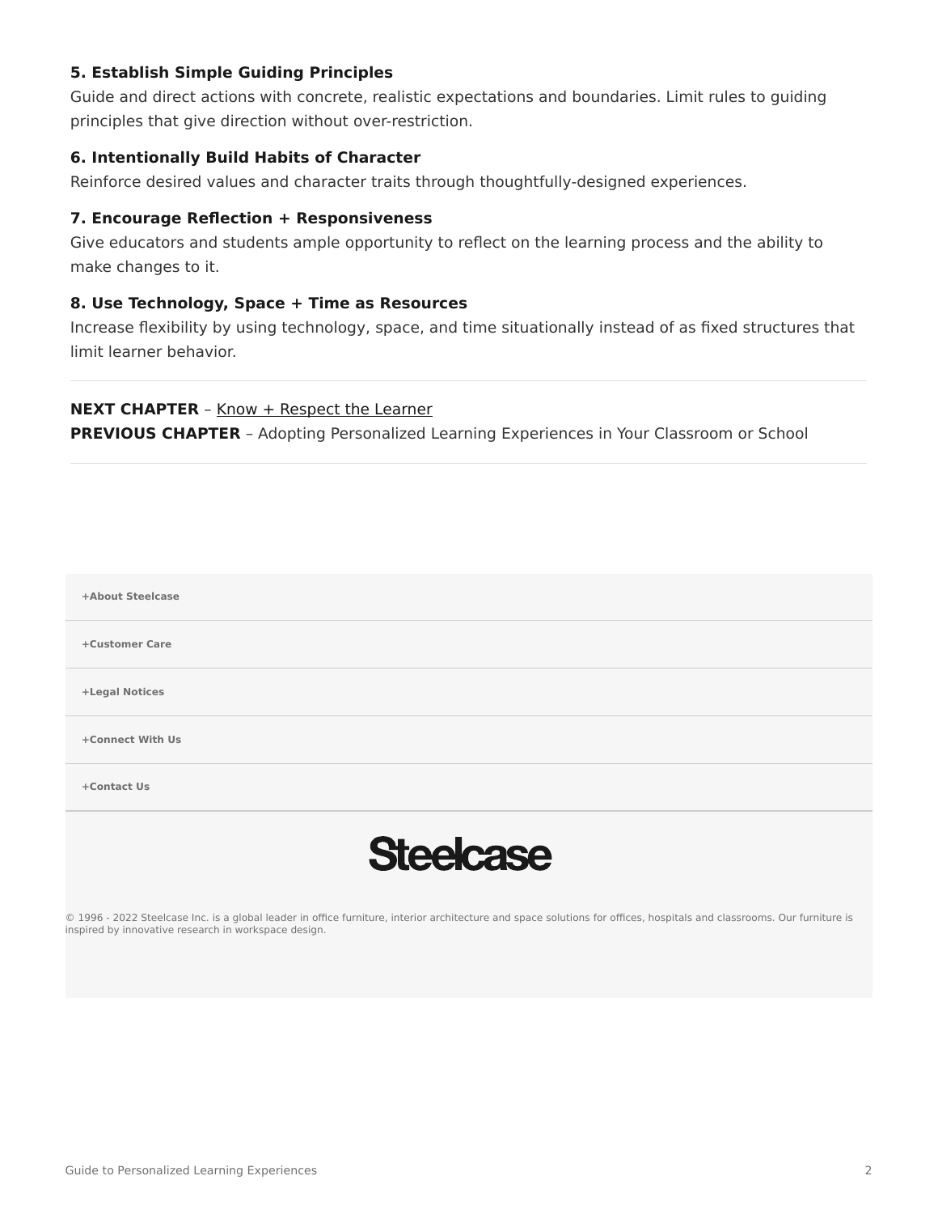**5. Establish Simple Guiding Principles**

Guide and direct actions with concrete, realistic expectations and boundaries. Limit rules to guiding principles that give direction without over-restriction.

**6. Intentionally Build Habits of Character**

Reinforce desired values and character traits through thoughtfully-designed experiences.

**7. Encourage Reflection + Responsiveness**

Give educators and students ample opportunity to reflect on the learning process and the ability to make changes to it.

**8. Use Technology, Space + Time as Resources**

Increase flexibility by using technology, space, and time situationally instead of as fixed structures that limit learner behavior.

---

**NEXT CHAPTER** – Know + Respect the Learner
**PREVIOUS CHAPTER** – Adopting Personalized Learning Experiences in Your Classroom or School

---

**+About Steelcase**

**+Customer Care**

**+Legal Notices**

**+Connect With Us**

**+Contact Us**

Steelcase

© 1996 - 2022 Steelcase Inc. is a global leader in office furniture, interior architecture and space solutions for offices, hospitals and classrooms. Our furniture is inspired by innovative research in workspace design.